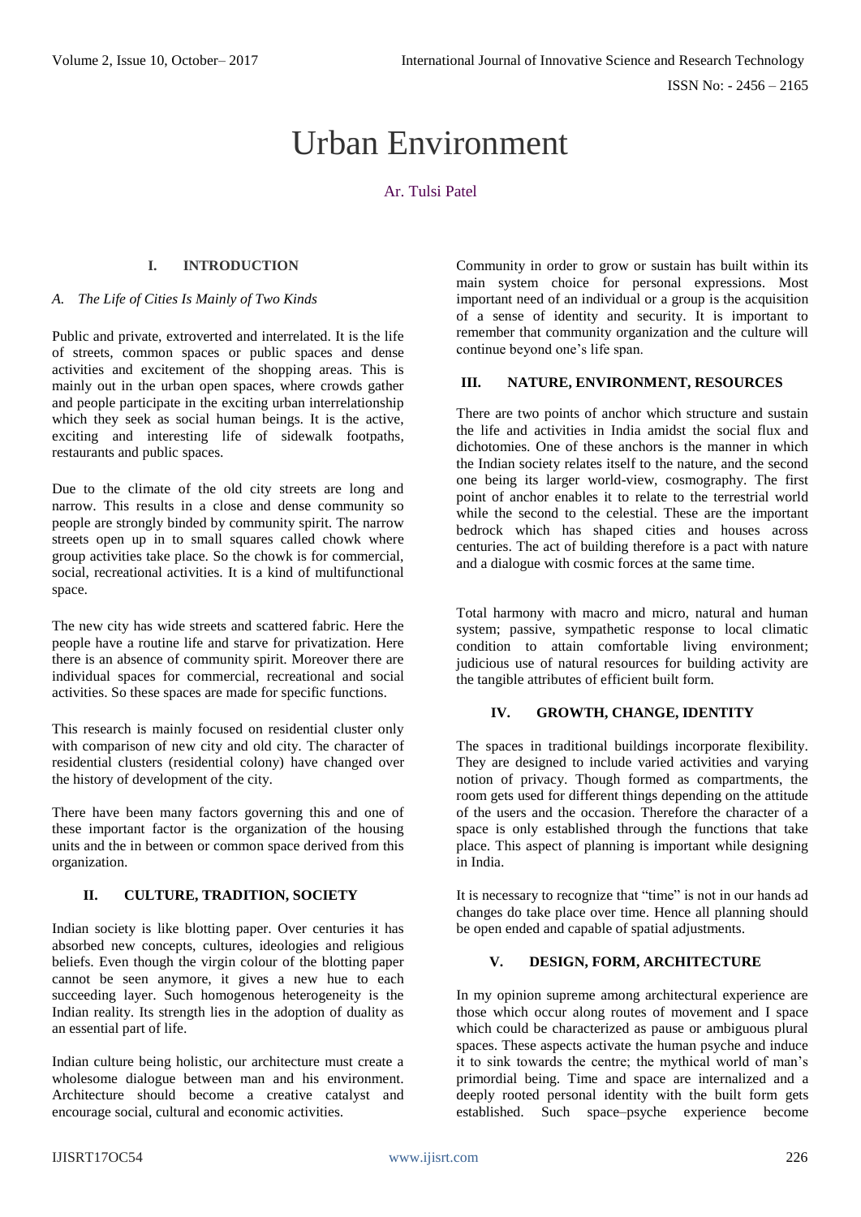# Urban Environment

Ar. Tulsi Patel

## I. INTRODUCTION

### *A. The Life of Cities Is Mainly of Two Kinds*

Public and private, extroverted and interrelated. It is the life of streets, common spaces or public spaces and dense activities and excitement of the shopping areas. This is mainly out in the urban open spaces, where crowds gather and people participate in the exciting urban interrelationship which they seek as social human beings. It is the active, exciting and interesting life of sidewalk footpaths, restaurants and public spaces.

Due to the climate of the old city streets are long and narrow. This results in a close and dense community so people are strongly binded by community spirit. The narrow streets open up in to small squares called chowk where group activities take place. So the chowk is for commercial, social, recreational activities. It is a kind of multifunctional space.

The new city has wide streets and scattered fabric. Here the people have a routine life and starve for privatization. Here there is an absence of community spirit. Moreover there are individual spaces for commercial, recreational and social activities. So these spaces are made for specific functions.

This research is mainly focused on residential cluster only with comparison of new city and old city. The character of residential clusters (residential colony) have changed over the history of development of the city.

There have been many factors governing this and one of these important factor is the organization of the housing units and the in between or common space derived from this organization.

## II. CULTURE, TRADITION, SOCIETY

Indian society is like blotting paper. Over centuries it has absorbed new concepts, cultures, ideologies and religious beliefs. Even though the virgin colour of the blotting paper cannot be seen anymore, it gives a new hue to each succeeding layer. Such homogenous heterogeneity is the Indian reality. Its strength lies in the adoption of duality as an essential part of life.

Indian culture being holistic, our architecture must create a wholesome dialogue between man and his environment. Architecture should become a creative catalyst and encourage social, cultural and economic activities.

Community in order to grow or sustain has built within its main system choice for personal expressions. Most important need of an individual or a group is the acquisition of a sense of identity and security. It is important to remember that community organization and the culture will continue beyond one's life span.

## III. NATURE, ENVIRONMENT, RESOURCES

There are two points of anchor which structure and sustain the life and activities in India amidst the social flux and dichotomies. One of these anchors is the manner in which the Indian society relates itself to the nature, and the second one being its larger world-view, cosmography. The first point of anchor enables it to relate to the terrestrial world while the second to the celestial. These are the important bedrock which has shaped cities and houses across centuries. The act of building therefore is a pact with nature and a dialogue with cosmic forces at the same time.

Total harmony with macro and micro, natural and human system; passive, sympathetic response to local climatic condition to attain comfortable living environment; judicious use of natural resources for building activity are the tangible attributes of efficient built form.

## IV. GROWTH, CHANGE, IDENTITY

The spaces in traditional buildings incorporate flexibility. They are designed to include varied activities and varying notion of privacy. Though formed as compartments, the room gets used for different things depending on the attitude of the users and the occasion. Therefore the character of a space is only established through the functions that take place. This aspect of planning is important while designing in India.

It is necessary to recognize that "time" is not in our hands ad changes do take place over time. Hence all planning should be open ended and capable of spatial adjustments.

## V. DESIGN, FORM, ARCHITECTURE

In my opinion supreme among architectural experience are those which occur along routes of movement and I space which could be characterized as pause or ambiguous plural spaces. These aspects activate the human psyche and induce it to sink towards the centre; the mythical world of man's primordial being. Time and space are internalized and a deeply rooted personal identity with the built form gets established. Such space–psyche experience become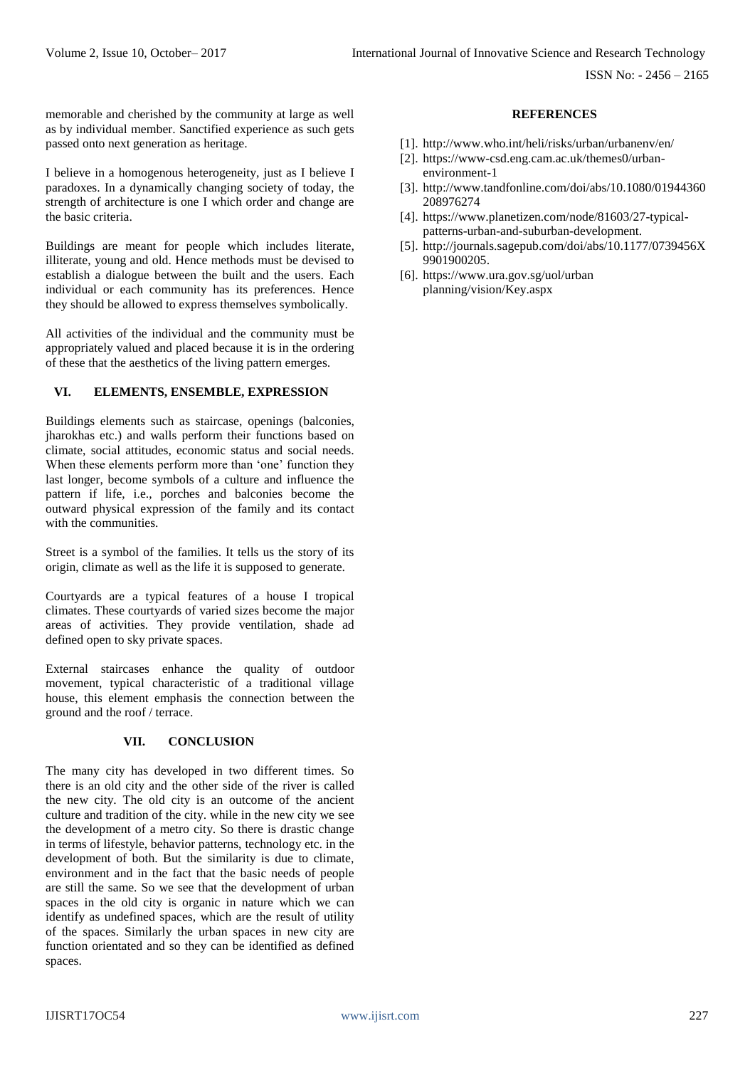memorable and cherished by the community at large as well as by individual member. Sanctified experience as such gets passed onto next generation as heritage.

I believe in a homogenous heterogeneity, just as I believe I paradoxes. In a dynamically changing society of today, the strength of architecture is one I which order and change are the basic criteria.

Buildings are meant for people which includes literate, illiterate, young and old. Hence methods must be devised to establish a dialogue between the built and the users. Each individual or each community has its preferences. Hence they should be allowed to express themselves symbolically.

All activities of the individual and the community must be appropriately valued and placed because it is in the ordering of these that the aesthetics of the living pattern emerges.

## VI. ELEMENTS, ENSEMBLE, EXPRESSION

Buildings elements such as staircase, openings (balconies, jharokhas etc.) and walls perform their functions based on climate, social attitudes, economic status and social needs. When these elements perform more than 'one' function they last longer, become symbols of a culture and influence the pattern if life, i.e., porches and balconies become the outward physical expression of the family and its contact with the communities.

Street is a symbol of the families. It tells us the story of its origin, climate as well as the life it is supposed to generate.

Courtyards are a typical features of a house I tropical climates. These courtyards of varied sizes become the major areas of activities. They provide ventilation, shade ad defined open to sky private spaces.

External staircases enhance the quality of outdoor movement, typical characteristic of a traditional village house, this element emphasis the connection between the ground and the roof / terrace.

## VII. CONCLUSION

The many city has developed in two different times. So there is an old city and the other side of the river is called the new city. The old city is an outcome of the ancient culture and tradition of the city. while in the new city we see the development of a metro city. So there is drastic change in terms of lifestyle, behavior patterns, technology etc. in the development of both. But the similarity is due to climate, environment and in the fact that the basic needs of people are still the same. So we see that the development of urban spaces in the old city is organic in nature which we can identify as undefined spaces, which are the result of utility of the spaces. Similarly the urban spaces in new city are function orientated and so they can be identified as defined spaces.

## REFERENCES

[1]. http://www.who.int/heli/risks/urban/urbanenv/en/

[2]. https://www-csd.eng.cam.ac.uk/themes0/urban-environment-1

[3]. http://www.tandfonline.com/doi/abs/10.1080/01944360208976274

[4]. https://www.planetizen.com/node/81603/27-typical-patterns-urban-and-suburban-development.

[5]. http://journals.sagepub.com/doi/abs/10.1177/0739456X9901900205.

[6]. https://www.ura.gov.sg/uol/urban planning/vision/Key.aspx